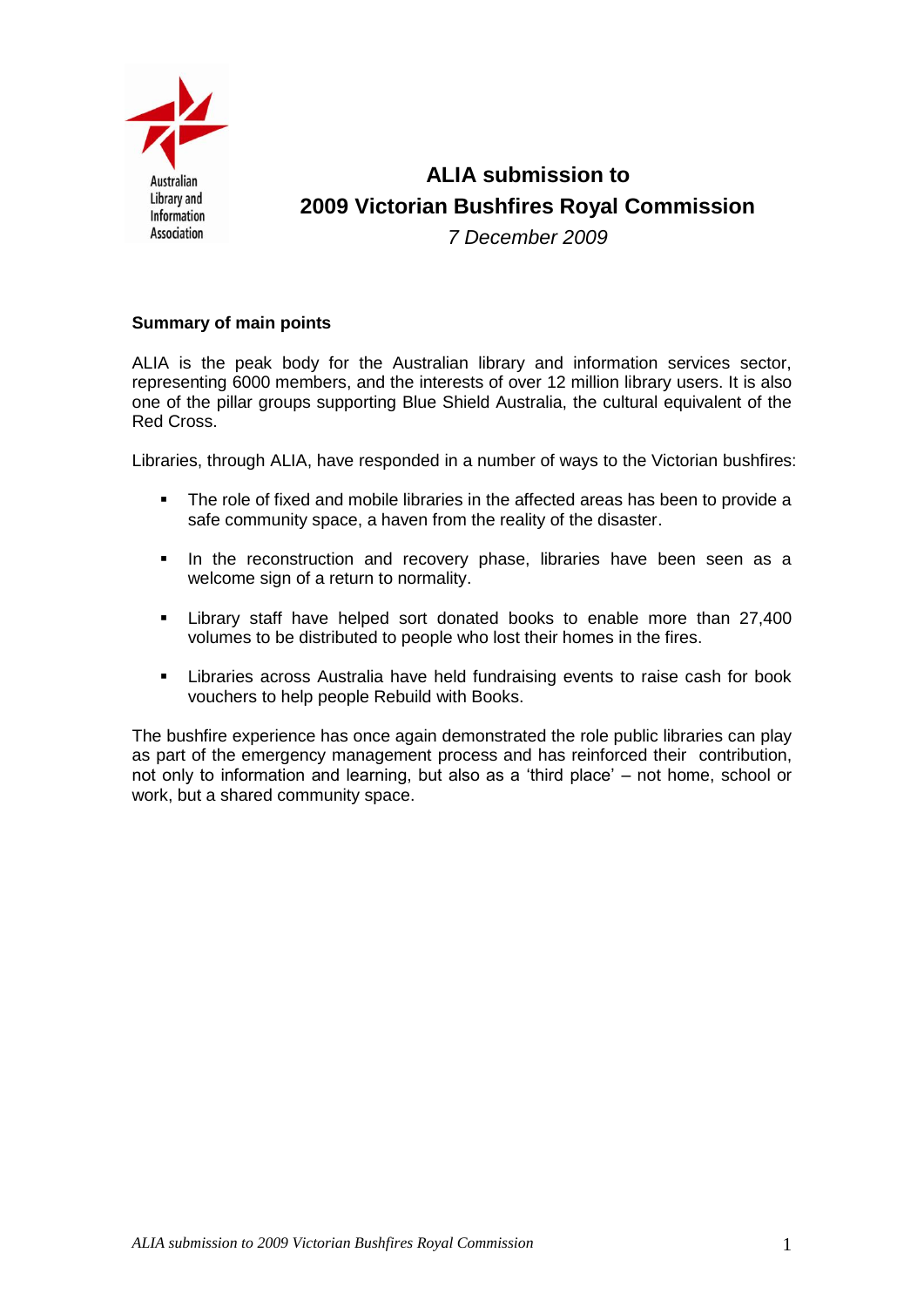# ALIA submission to 2009 Victorian Bushfires Royal Commission

*7 December 2009*

**Summary of main points**

ALIA is the peak body for the Australian library and information services sector, representing 6000 members, and the interests of over 12 million library users. It is also one of the pillar groups supporting Blue Shield Australia, the cultural equivalent of the Red Cross.

Libraries, through ALIA, have responded in a number of ways to the Victorian bushfires:

- The role of fixed and mobile libraries in the affected areas has been to provide a safe community space, a haven from the reality of the disaster.
- In the reconstruction and recovery phase, libraries have been seen as a welcome sign of a return to normality.
- Library staff have helped sort donated books to enable more than 27,400 volumes to be distributed to people who lost their homes in the fires.
- Libraries across Australia have held fundraising events to raise cash for book vouchers to help people Rebuild with Books.

The bushfire experience has once again demonstrated the role public libraries can play as part of the emergency management process and has reinforced their contribution, not only to information and learning, but also as a 'third place' – not home, school or work, but a shared community space.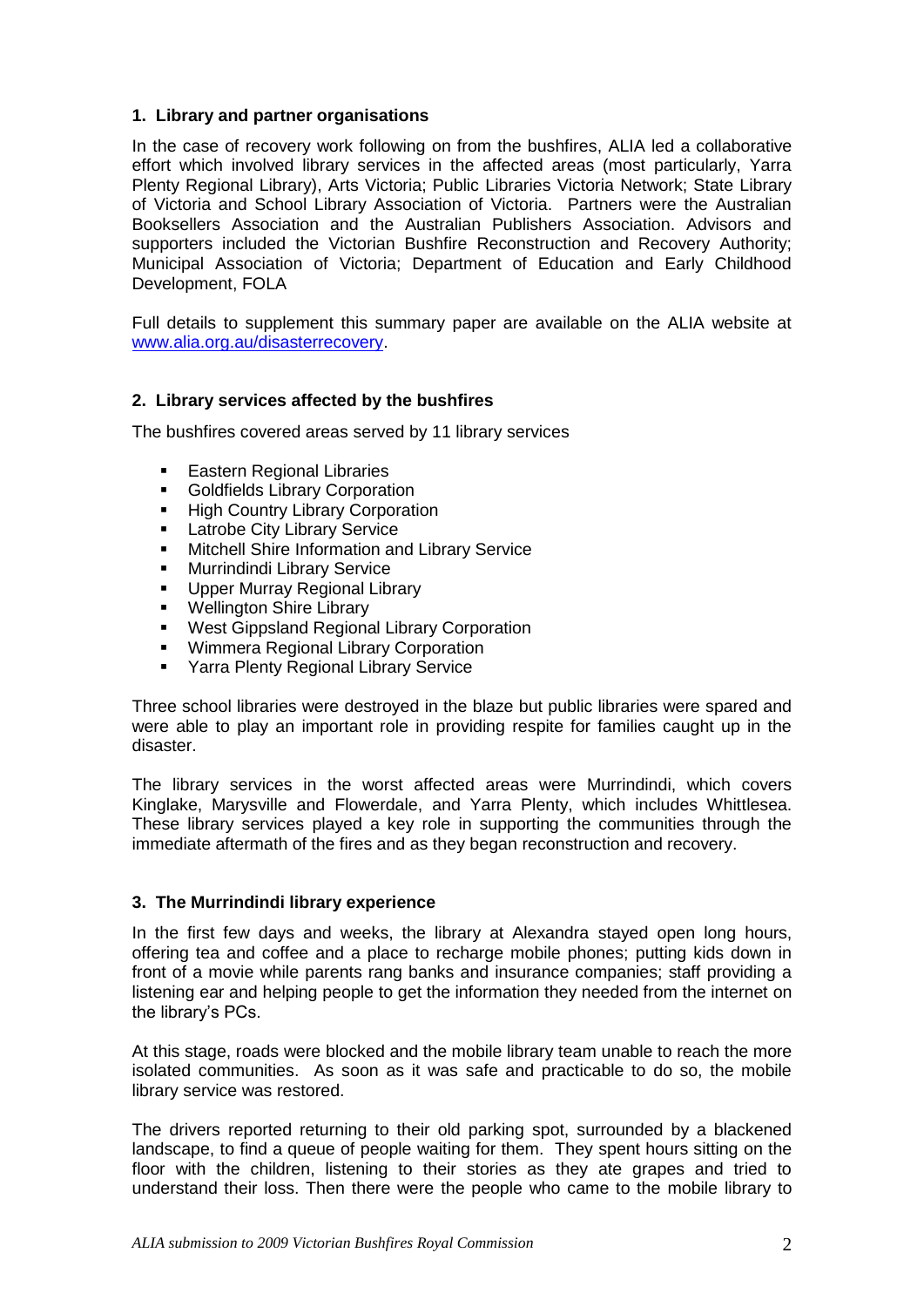## 1. Library and partner organisations

In the case of recovery work following on from the bushfires, ALIA led a collaborative effort which involved library services in the affected areas (most particularly, Yarra Plenty Regional Library), Arts Victoria; Public Libraries Victoria Network; State Library of Victoria and School Library Association of Victoria. Partners were the Australian Booksellers Association and the Australian Publishers Association. Advisors and supporters included the Victorian Bushfire Reconstruction and Recovery Authority; Municipal Association of Victoria; Department of Education and Early Childhood Development, FOLA

Full details to supplement this summary paper are available on the ALIA website at [www.alia.org.au/disasterrecovery](http://www.alia.org.au/disasterrecovery).

## 2. Library services affected by the bushfires

The bushfires covered areas served by 11 library services

- Eastern Regional Libraries
- Goldfields Library Corporation
- High Country Library Corporation
- Latrobe City Library Service
- Mitchell Shire Information and Library Service
- Murrindindi Library Service
- Upper Murray Regional Library
- Wellington Shire Library
- West Gippsland Regional Library Corporation
- Wimmera Regional Library Corporation
- Yarra Plenty Regional Library Service

Three school libraries were destroyed in the blaze but public libraries were spared and were able to play an important role in providing respite for families caught up in the disaster.

The library services in the worst affected areas were Murrindindi, which covers Kinglake, Marysville and Flowerdale, and Yarra Plenty, which includes Whittlesea. These library services played a key role in supporting the communities through the immediate aftermath of the fires and as they began reconstruction and recovery.

## 3. The Murrindindi library experience

In the first few days and weeks, the library at Alexandra stayed open long hours, offering tea and coffee and a place to recharge mobile phones; putting kids down in front of a movie while parents rang banks and insurance companies; staff providing a listening ear and helping people to get the information they needed from the internet on the library's PCs.

At this stage, roads were blocked and the mobile library team unable to reach the more isolated communities. As soon as it was safe and practicable to do so, the mobile library service was restored.

The drivers reported returning to their old parking spot, surrounded by a blackened landscape, to find a queue of people waiting for them. They spent hours sitting on the floor with the children, listening to their stories as they ate grapes and tried to understand their loss. Then there were the people who came to the mobile library to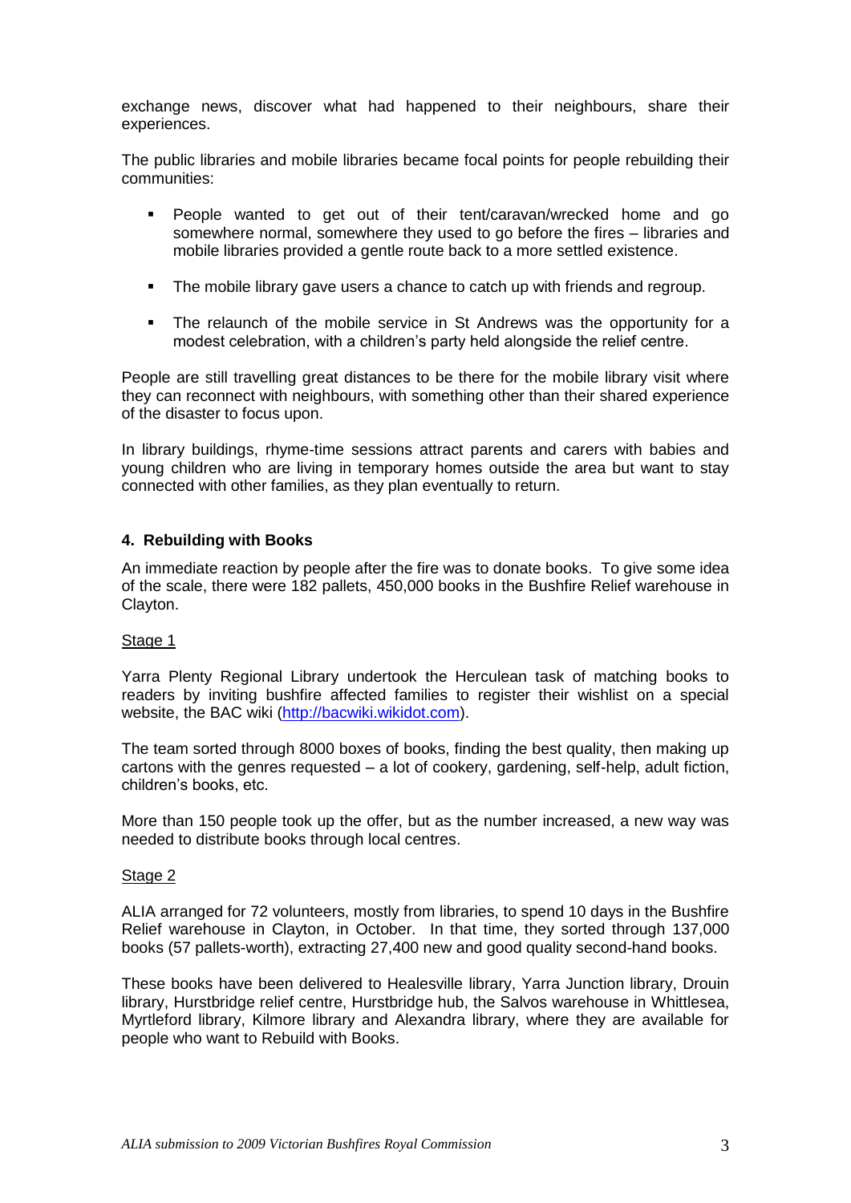exchange news, discover what had happened to their neighbours, share their experiences.

The public libraries and mobile libraries became focal points for people rebuilding their communities:

- People wanted to get out of their tent/caravan/wrecked home and go somewhere normal, somewhere they used to go before the fires – libraries and mobile libraries provided a gentle route back to a more settled existence.
- The mobile library gave users a chance to catch up with friends and regroup.
- The relaunch of the mobile service in St Andrews was the opportunity for a modest celebration, with a children's party held alongside the relief centre.

People are still travelling great distances to be there for the mobile library visit where they can reconnect with neighbours, with something other than their shared experience of the disaster to focus upon.

In library buildings, rhyme-time sessions attract parents and carers with babies and young children who are living in temporary homes outside the area but want to stay connected with other families, as they plan eventually to return.

### 4. Rebuilding with Books

An immediate reaction by people after the fire was to donate books. To give some idea of the scale, there were 182 pallets, 450,000 books in the Bushfire Relief warehouse in Clayton.

<u>Stage 1</u>

Yarra Plenty Regional Library undertook the Herculean task of matching books to readers by inviting bushfire affected families to register their wishlist on a special website, the BAC wiki (http://bacwiki.wikidot.com).

The team sorted through 8000 boxes of books, finding the best quality, then making up cartons with the genres requested – a lot of cookery, gardening, self-help, adult fiction, children's books, etc.

More than 150 people took up the offer, but as the number increased, a new way was needed to distribute books through local centres.

<u>Stage 2</u>

ALIA arranged for 72 volunteers, mostly from libraries, to spend 10 days in the Bushfire Relief warehouse in Clayton, in October. In that time, they sorted through 137,000 books (57 pallets-worth), extracting 27,400 new and good quality second-hand books.

These books have been delivered to Healesville library, Yarra Junction library, Drouin library, Hurstbridge relief centre, Hurstbridge hub, the Salvos warehouse in Whittlesea, Myrtleford library, Kilmore library and Alexandra library, where they are available for people who want to Rebuild with Books.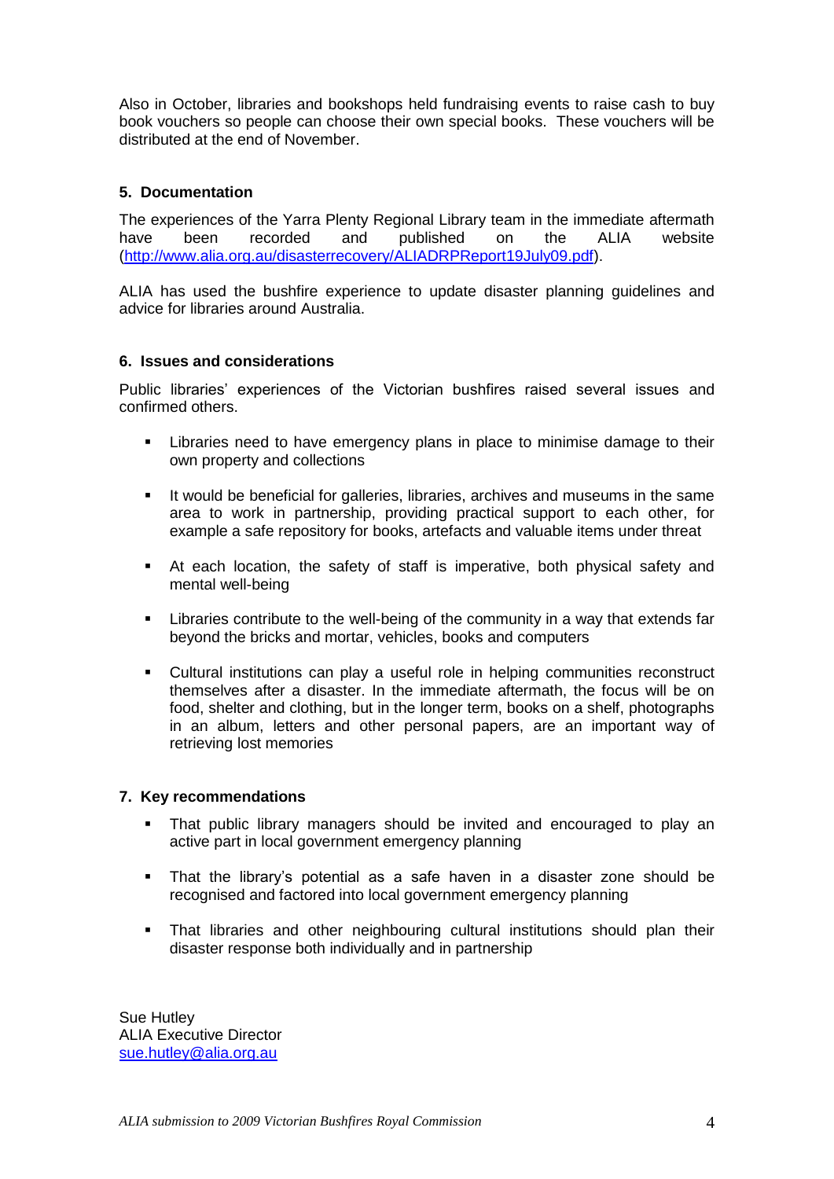Also in October, libraries and bookshops held fundraising events to raise cash to buy book vouchers so people can choose their own special books. These vouchers will be distributed at the end of November.

### 5. Documentation

The experiences of the Yarra Plenty Regional Library team in the immediate aftermath have been recorded and published on the ALIA website (http://www.alia.org.au/disasterrecovery/ALIADRPReport19July09.pdf).

ALIA has used the bushfire experience to update disaster planning guidelines and advice for libraries around Australia.

### 6. Issues and considerations

Public libraries' experiences of the Victorian bushfires raised several issues and confirmed others.

- Libraries need to have emergency plans in place to minimise damage to their own property and collections
- It would be beneficial for galleries, libraries, archives and museums in the same area to work in partnership, providing practical support to each other, for example a safe repository for books, artefacts and valuable items under threat
- At each location, the safety of staff is imperative, both physical safety and mental well-being
- Libraries contribute to the well-being of the community in a way that extends far beyond the bricks and mortar, vehicles, books and computers
- Cultural institutions can play a useful role in helping communities reconstruct themselves after a disaster. In the immediate aftermath, the focus will be on food, shelter and clothing, but in the longer term, books on a shelf, photographs in an album, letters and other personal papers, are an important way of retrieving lost memories

### 7. Key recommendations

- That public library managers should be invited and encouraged to play an active part in local government emergency planning
- That the library's potential as a safe haven in a disaster zone should be recognised and factored into local government emergency planning
- That libraries and other neighbouring cultural institutions should plan their disaster response both individually and in partnership

Sue Hutley
ALIA Executive Director
sue.hutley@alia.org.au